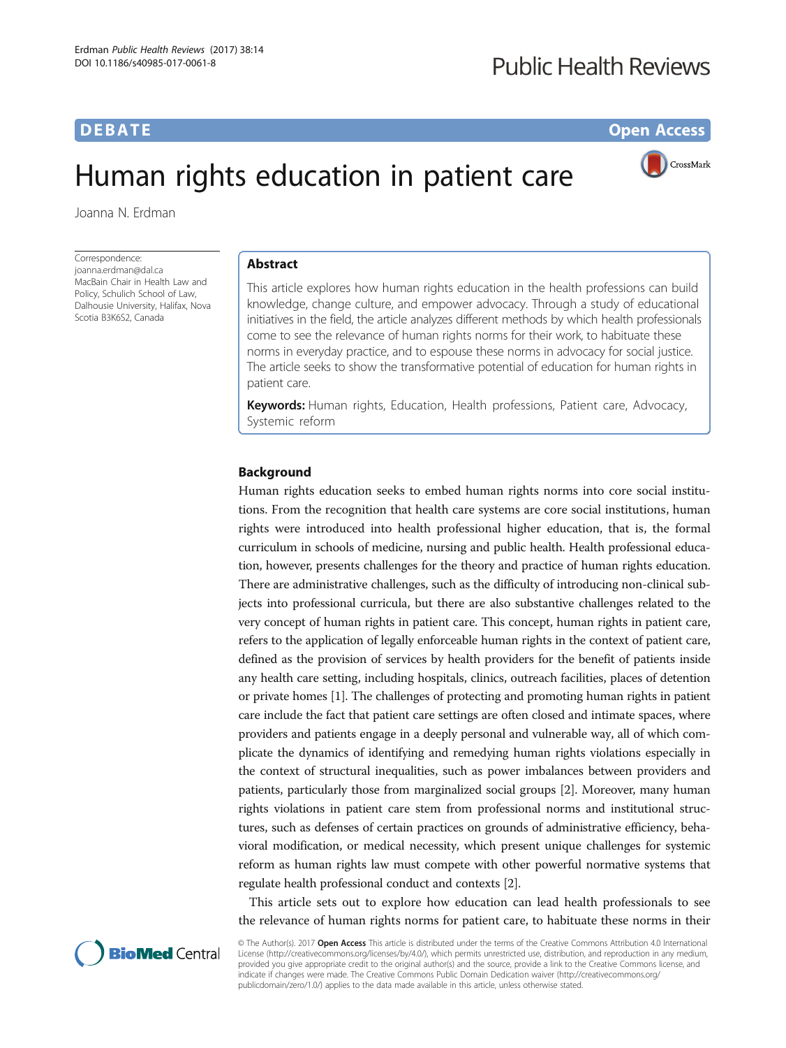DEBATE Open Access

# Human rights education in patient care

Joanna N. Erdman

Correspondence: joanna.erdman@dal.ca
MacBain Chair in Health Law and Policy, Schulich School of Law, Dalhousie University, Halifax, Nova Scotia B3K6S2, Canada

## Abstract

This article explores how human rights education in the health professions can build knowledge, change culture, and empower advocacy. Through a study of educational initiatives in the field, the article analyzes different methods by which health professionals come to see the relevance of human rights norms for their work, to habituate these norms in everyday practice, and to espouse these norms in advocacy for social justice. The article seeks to show the transformative potential of education for human rights in patient care.

**Keywords:** Human rights, Education, Health professions, Patient care, Advocacy, Systemic reform

## Background

Human rights education seeks to embed human rights norms into core social institutions. From the recognition that health care systems are core social institutions, human rights were introduced into health professional higher education, that is, the formal curriculum in schools of medicine, nursing and public health. Health professional education, however, presents challenges for the theory and practice of human rights education. There are administrative challenges, such as the difficulty of introducing non-clinical subjects into professional curricula, but there are also substantive challenges related to the very concept of human rights in patient care. This concept, human rights in patient care, refers to the application of legally enforceable human rights in the context of patient care, defined as the provision of services by health providers for the benefit of patients inside any health care setting, including hospitals, clinics, outreach facilities, places of detention or private homes [1]. The challenges of protecting and promoting human rights in patient care include the fact that patient care settings are often closed and intimate spaces, where providers and patients engage in a deeply personal and vulnerable way, all of which complicate the dynamics of identifying and remedying human rights violations especially in the context of structural inequalities, such as power imbalances between providers and patients, particularly those from marginalized social groups [2]. Moreover, many human rights violations in patient care stem from professional norms and institutional structures, such as defenses of certain practices on grounds of administrative efficiency, behavioral modification, or medical necessity, which present unique challenges for systemic reform as human rights law must compete with other powerful normative systems that regulate health professional conduct and contexts [2].

This article sets out to explore how education can lead health professionals to see the relevance of human rights norms for patient care, to habituate these norms in their

© The Author(s). 2017 **Open Access** This article is distributed under the terms of the Creative Commons Attribution 4.0 International License (http://creativecommons.org/licenses/by/4.0/), which permits unrestricted use, distribution, and reproduction in any medium, provided you give appropriate credit to the original author(s) and the source, provide a link to the Creative Commons license, and indicate if changes were made. The Creative Commons Public Domain Dedication waiver (http://creativecommons.org/publicdomain/zero/1.0/) applies to the data made available in this article, unless otherwise stated.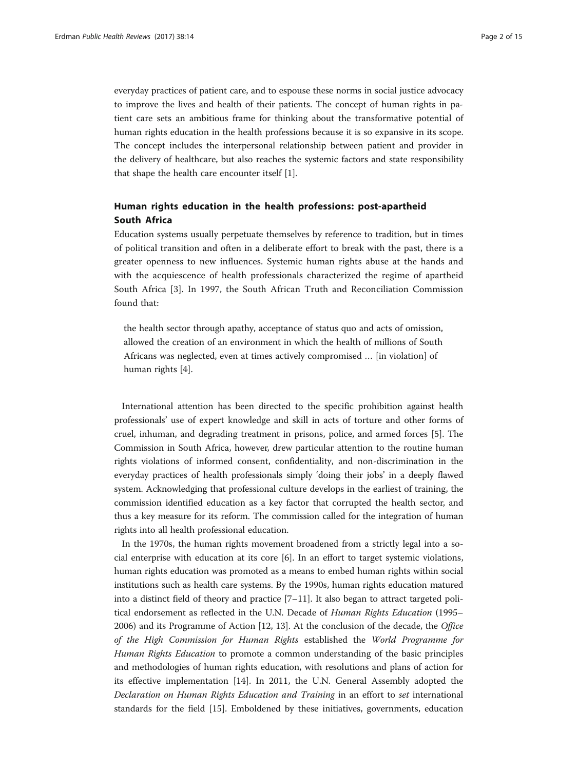everyday practices of patient care, and to espouse these norms in social justice advocacy to improve the lives and health of their patients. The concept of human rights in patient care sets an ambitious frame for thinking about the transformative potential of human rights education in the health professions because it is so expansive in its scope. The concept includes the interpersonal relationship between patient and provider in the delivery of healthcare, but also reaches the systemic factors and state responsibility that shape the health care encounter itself [1].

## Human rights education in the health professions: post-apartheid South Africa

Education systems usually perpetuate themselves by reference to tradition, but in times of political transition and often in a deliberate effort to break with the past, there is a greater openness to new influences. Systemic human rights abuse at the hands and with the acquiescence of health professionals characterized the regime of apartheid South Africa [3]. In 1997, the South African Truth and Reconciliation Commission found that:

> the health sector through apathy, acceptance of status quo and acts of omission, allowed the creation of an environment in which the health of millions of South Africans was neglected, even at times actively compromised … [in violation] of human rights [4].

International attention has been directed to the specific prohibition against health professionals' use of expert knowledge and skill in acts of torture and other forms of cruel, inhuman, and degrading treatment in prisons, police, and armed forces [5]. The Commission in South Africa, however, drew particular attention to the routine human rights violations of informed consent, confidentiality, and non-discrimination in the everyday practices of health professionals simply 'doing their jobs' in a deeply flawed system. Acknowledging that professional culture develops in the earliest of training, the commission identified education as a key factor that corrupted the health sector, and thus a key measure for its reform. The commission called for the integration of human rights into all health professional education.

In the 1970s, the human rights movement broadened from a strictly legal into a social enterprise with education at its core [6]. In an effort to target systemic violations, human rights education was promoted as a means to embed human rights within social institutions such as health care systems. By the 1990s, human rights education matured into a distinct field of theory and practice [7–11]. It also began to attract targeted political endorsement as reflected in the U.N. Decade of *Human Rights Education* (1995–2006) and its Programme of Action [12, 13]. At the conclusion of the decade, the *Office of the High Commission for Human Rights* established the *World Programme for Human Rights Education* to promote a common understanding of the basic principles and methodologies of human rights education, with resolutions and plans of action for its effective implementation [14]. In 2011, the U.N. General Assembly adopted the *Declaration on Human Rights Education and Training* in an effort to *set* international standards for the field [15]. Emboldened by these initiatives, governments, education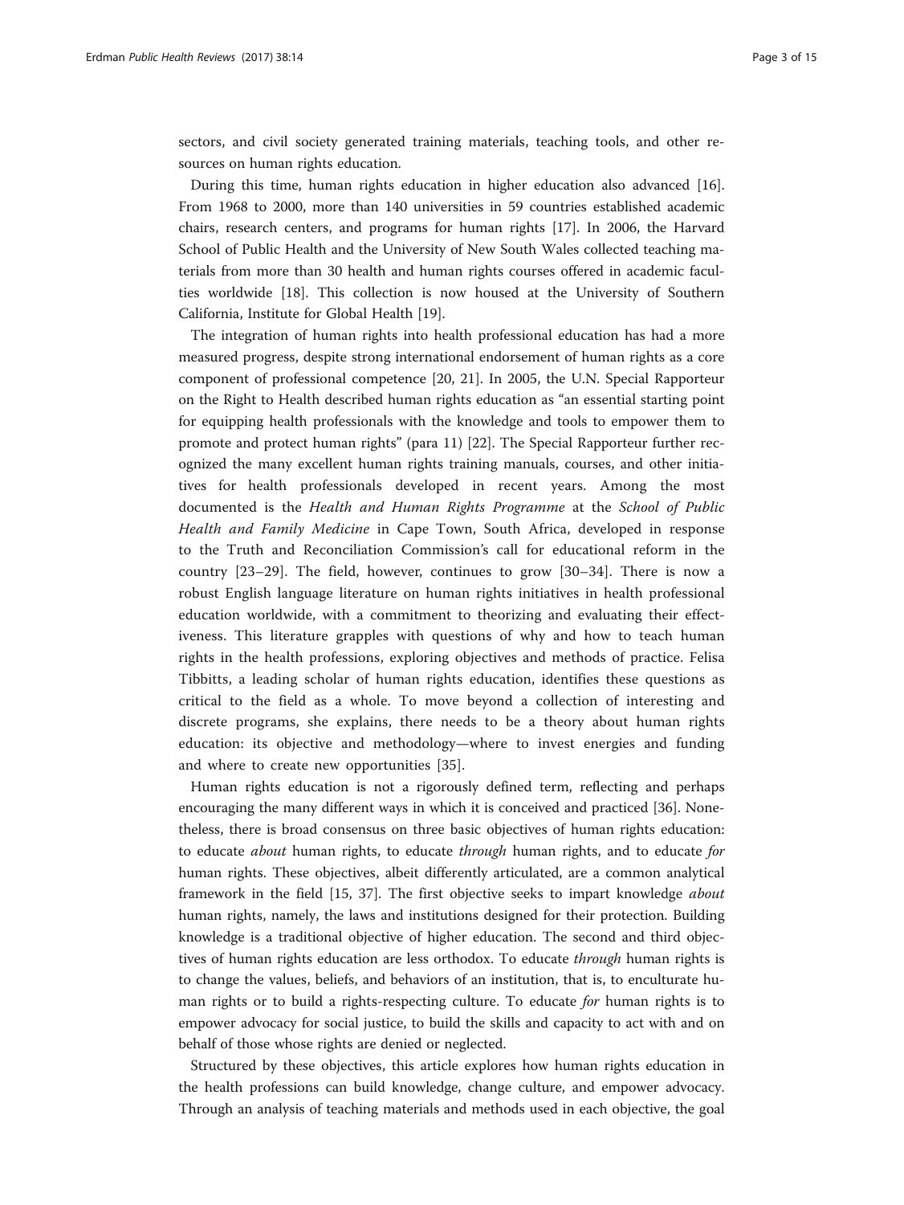sectors, and civil society generated training materials, teaching tools, and other resources on human rights education.

During this time, human rights education in higher education also advanced [16]. From 1968 to 2000, more than 140 universities in 59 countries established academic chairs, research centers, and programs for human rights [17]. In 2006, the Harvard School of Public Health and the University of New South Wales collected teaching materials from more than 30 health and human rights courses offered in academic faculties worldwide [18]. This collection is now housed at the University of Southern California, Institute for Global Health [19].

The integration of human rights into health professional education has had a more measured progress, despite strong international endorsement of human rights as a core component of professional competence [20, 21]. In 2005, the U.N. Special Rapporteur on the Right to Health described human rights education as "an essential starting point for equipping health professionals with the knowledge and tools to empower them to promote and protect human rights" (para 11) [22]. The Special Rapporteur further recognized the many excellent human rights training manuals, courses, and other initiatives for health professionals developed in recent years. Among the most documented is the *Health and Human Rights Programme* at the *School of Public Health and Family Medicine* in Cape Town, South Africa, developed in response to the Truth and Reconciliation Commission's call for educational reform in the country [23–29]. The field, however, continues to grow [30–34]. There is now a robust English language literature on human rights initiatives in health professional education worldwide, with a commitment to theorizing and evaluating their effectiveness. This literature grapples with questions of why and how to teach human rights in the health professions, exploring objectives and methods of practice. Felisa Tibbitts, a leading scholar of human rights education, identifies these questions as critical to the field as a whole. To move beyond a collection of interesting and discrete programs, she explains, there needs to be a theory about human rights education: its objective and methodology—where to invest energies and funding and where to create new opportunities [35].

Human rights education is not a rigorously defined term, reflecting and perhaps encouraging the many different ways in which it is conceived and practiced [36]. Nonetheless, there is broad consensus on three basic objectives of human rights education: to educate *about* human rights, to educate *through* human rights, and to educate *for* human rights. These objectives, albeit differently articulated, are a common analytical framework in the field [15, 37]. The first objective seeks to impart knowledge *about* human rights, namely, the laws and institutions designed for their protection. Building knowledge is a traditional objective of higher education. The second and third objectives of human rights education are less orthodox. To educate *through* human rights is to change the values, beliefs, and behaviors of an institution, that is, to enculturate human rights or to build a rights-respecting culture. To educate *for* human rights is to empower advocacy for social justice, to build the skills and capacity to act with and on behalf of those whose rights are denied or neglected.

Structured by these objectives, this article explores how human rights education in the health professions can build knowledge, change culture, and empower advocacy. Through an analysis of teaching materials and methods used in each objective, the goal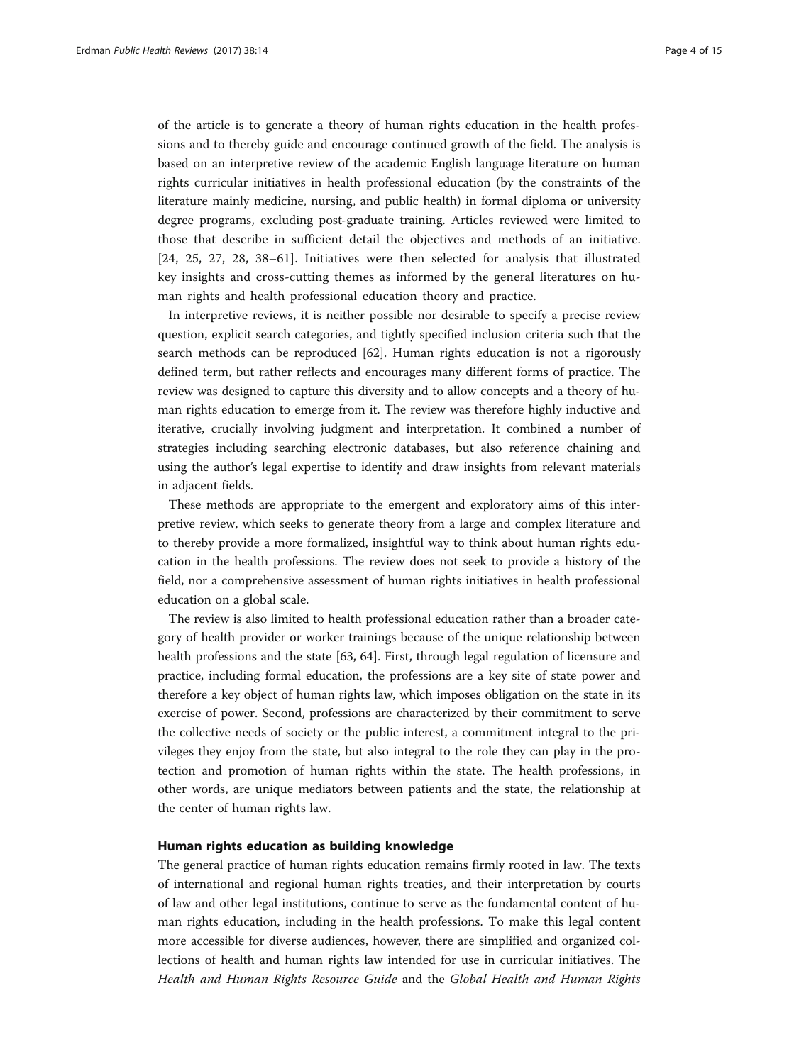of the article is to generate a theory of human rights education in the health professions and to thereby guide and encourage continued growth of the field. The analysis is based on an interpretive review of the academic English language literature on human rights curricular initiatives in health professional education (by the constraints of the literature mainly medicine, nursing, and public health) in formal diploma or university degree programs, excluding post-graduate training. Articles reviewed were limited to those that describe in sufficient detail the objectives and methods of an initiative. [24, 25, 27, 28, 38–61]. Initiatives were then selected for analysis that illustrated key insights and cross-cutting themes as informed by the general literatures on human rights and health professional education theory and practice.

In interpretive reviews, it is neither possible nor desirable to specify a precise review question, explicit search categories, and tightly specified inclusion criteria such that the search methods can be reproduced [62]. Human rights education is not a rigorously defined term, but rather reflects and encourages many different forms of practice. The review was designed to capture this diversity and to allow concepts and a theory of human rights education to emerge from it. The review was therefore highly inductive and iterative, crucially involving judgment and interpretation. It combined a number of strategies including searching electronic databases, but also reference chaining and using the author's legal expertise to identify and draw insights from relevant materials in adjacent fields.

These methods are appropriate to the emergent and exploratory aims of this interpretive review, which seeks to generate theory from a large and complex literature and to thereby provide a more formalized, insightful way to think about human rights education in the health professions. The review does not seek to provide a history of the field, nor a comprehensive assessment of human rights initiatives in health professional education on a global scale.

The review is also limited to health professional education rather than a broader category of health provider or worker trainings because of the unique relationship between health professions and the state [63, 64]. First, through legal regulation of licensure and practice, including formal education, the professions are a key site of state power and therefore a key object of human rights law, which imposes obligation on the state in its exercise of power. Second, professions are characterized by their commitment to serve the collective needs of society or the public interest, a commitment integral to the privileges they enjoy from the state, but also integral to the role they can play in the protection and promotion of human rights within the state. The health professions, in other words, are unique mediators between patients and the state, the relationship at the center of human rights law.

## Human rights education as building knowledge

The general practice of human rights education remains firmly rooted in law. The texts of international and regional human rights treaties, and their interpretation by courts of law and other legal institutions, continue to serve as the fundamental content of human rights education, including in the health professions. To make this legal content more accessible for diverse audiences, however, there are simplified and organized collections of health and human rights law intended for use in curricular initiatives. The *Health and Human Rights Resource Guide* and the *Global Health and Human Rights*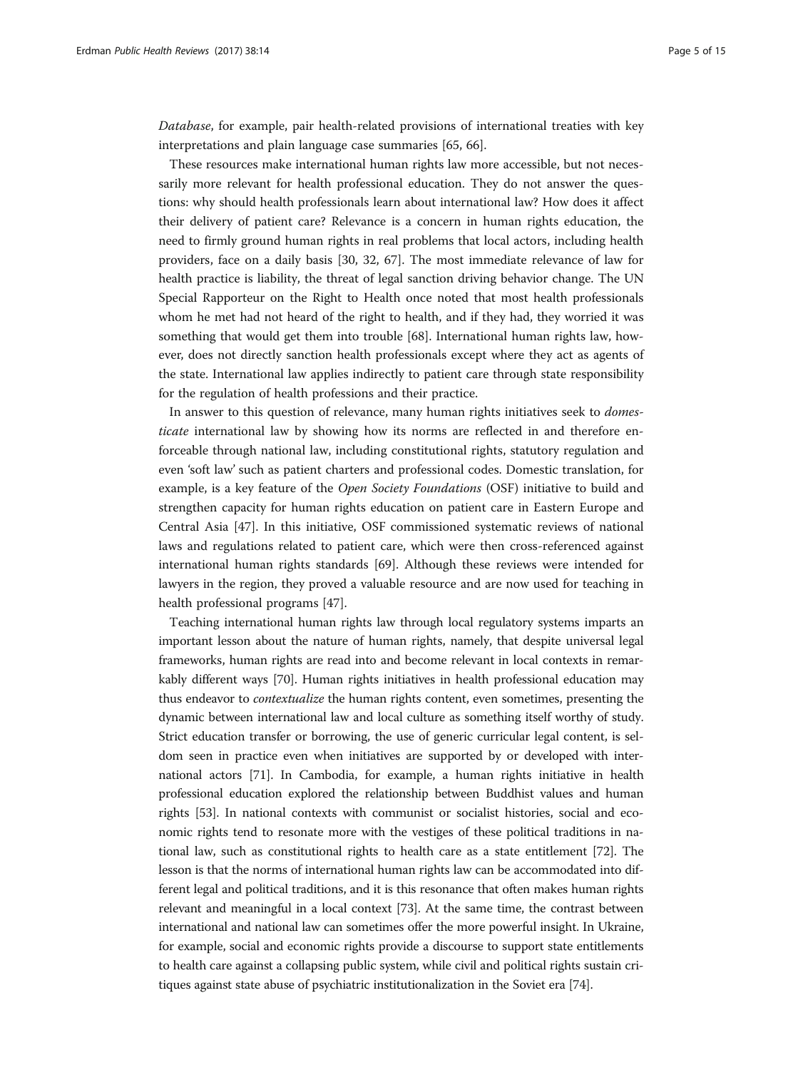*Database*, for example, pair health-related provisions of international treaties with key interpretations and plain language case summaries [65, 66].

These resources make international human rights law more accessible, but not necessarily more relevant for health professional education. They do not answer the questions: why should health professionals learn about international law? How does it affect their delivery of patient care? Relevance is a concern in human rights education, the need to firmly ground human rights in real problems that local actors, including health providers, face on a daily basis [30, 32, 67]. The most immediate relevance of law for health practice is liability, the threat of legal sanction driving behavior change. The UN Special Rapporteur on the Right to Health once noted that most health professionals whom he met had not heard of the right to health, and if they had, they worried it was something that would get them into trouble [68]. International human rights law, however, does not directly sanction health professionals except where they act as agents of the state. International law applies indirectly to patient care through state responsibility for the regulation of health professions and their practice.

In answer to this question of relevance, many human rights initiatives seek to *domesticate* international law by showing how its norms are reflected in and therefore enforceable through national law, including constitutional rights, statutory regulation and even 'soft law' such as patient charters and professional codes. Domestic translation, for example, is a key feature of the *Open Society Foundations* (OSF) initiative to build and strengthen capacity for human rights education on patient care in Eastern Europe and Central Asia [47]. In this initiative, OSF commissioned systematic reviews of national laws and regulations related to patient care, which were then cross-referenced against international human rights standards [69]. Although these reviews were intended for lawyers in the region, they proved a valuable resource and are now used for teaching in health professional programs [47].

Teaching international human rights law through local regulatory systems imparts an important lesson about the nature of human rights, namely, that despite universal legal frameworks, human rights are read into and become relevant in local contexts in remarkably different ways [70]. Human rights initiatives in health professional education may thus endeavor to *contextualize* the human rights content, even sometimes, presenting the dynamic between international law and local culture as something itself worthy of study. Strict education transfer or borrowing, the use of generic curricular legal content, is seldom seen in practice even when initiatives are supported by or developed with international actors [71]. In Cambodia, for example, a human rights initiative in health professional education explored the relationship between Buddhist values and human rights [53]. In national contexts with communist or socialist histories, social and economic rights tend to resonate more with the vestiges of these political traditions in national law, such as constitutional rights to health care as a state entitlement [72]. The lesson is that the norms of international human rights law can be accommodated into different legal and political traditions, and it is this resonance that often makes human rights relevant and meaningful in a local context [73]. At the same time, the contrast between international and national law can sometimes offer the more powerful insight. In Ukraine, for example, social and economic rights provide a discourse to support state entitlements to health care against a collapsing public system, while civil and political rights sustain critiques against state abuse of psychiatric institutionalization in the Soviet era [74].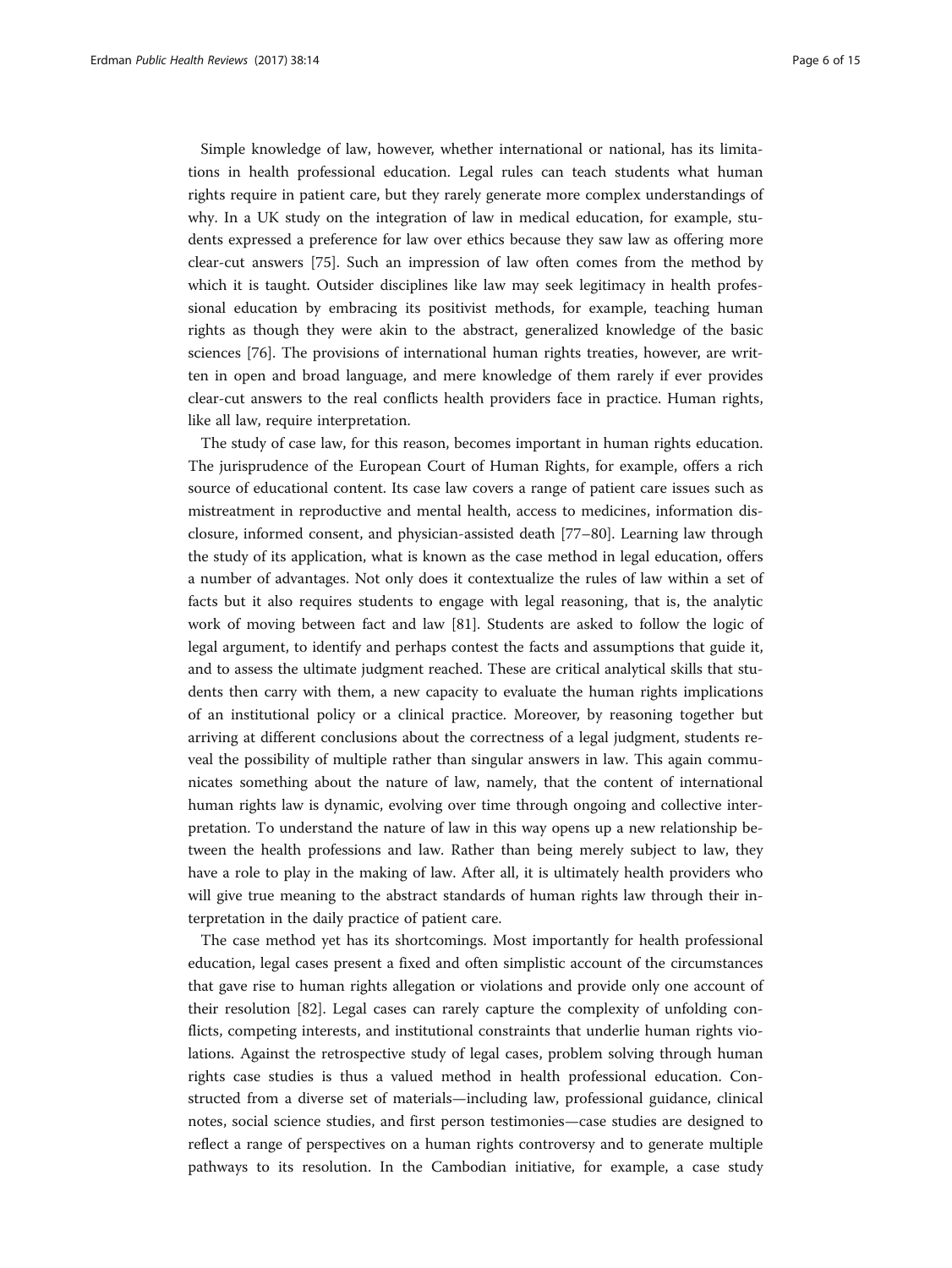Simple knowledge of law, however, whether international or national, has its limitations in health professional education. Legal rules can teach students what human rights require in patient care, but they rarely generate more complex understandings of why. In a UK study on the integration of law in medical education, for example, students expressed a preference for law over ethics because they saw law as offering more clear-cut answers [75]. Such an impression of law often comes from the method by which it is taught. Outsider disciplines like law may seek legitimacy in health professional education by embracing its positivist methods, for example, teaching human rights as though they were akin to the abstract, generalized knowledge of the basic sciences [76]. The provisions of international human rights treaties, however, are written in open and broad language, and mere knowledge of them rarely if ever provides clear-cut answers to the real conflicts health providers face in practice. Human rights, like all law, require interpretation.

The study of case law, for this reason, becomes important in human rights education. The jurisprudence of the European Court of Human Rights, for example, offers a rich source of educational content. Its case law covers a range of patient care issues such as mistreatment in reproductive and mental health, access to medicines, information disclosure, informed consent, and physician-assisted death [77–80]. Learning law through the study of its application, what is known as the case method in legal education, offers a number of advantages. Not only does it contextualize the rules of law within a set of facts but it also requires students to engage with legal reasoning, that is, the analytic work of moving between fact and law [81]. Students are asked to follow the logic of legal argument, to identify and perhaps contest the facts and assumptions that guide it, and to assess the ultimate judgment reached. These are critical analytical skills that students then carry with them, a new capacity to evaluate the human rights implications of an institutional policy or a clinical practice. Moreover, by reasoning together but arriving at different conclusions about the correctness of a legal judgment, students reveal the possibility of multiple rather than singular answers in law. This again communicates something about the nature of law, namely, that the content of international human rights law is dynamic, evolving over time through ongoing and collective interpretation. To understand the nature of law in this way opens up a new relationship between the health professions and law. Rather than being merely subject to law, they have a role to play in the making of law. After all, it is ultimately health providers who will give true meaning to the abstract standards of human rights law through their interpretation in the daily practice of patient care.

The case method yet has its shortcomings. Most importantly for health professional education, legal cases present a fixed and often simplistic account of the circumstances that gave rise to human rights allegation or violations and provide only one account of their resolution [82]. Legal cases can rarely capture the complexity of unfolding conflicts, competing interests, and institutional constraints that underlie human rights violations. Against the retrospective study of legal cases, problem solving through human rights case studies is thus a valued method in health professional education. Constructed from a diverse set of materials—including law, professional guidance, clinical notes, social science studies, and first person testimonies—case studies are designed to reflect a range of perspectives on a human rights controversy and to generate multiple pathways to its resolution. In the Cambodian initiative, for example, a case study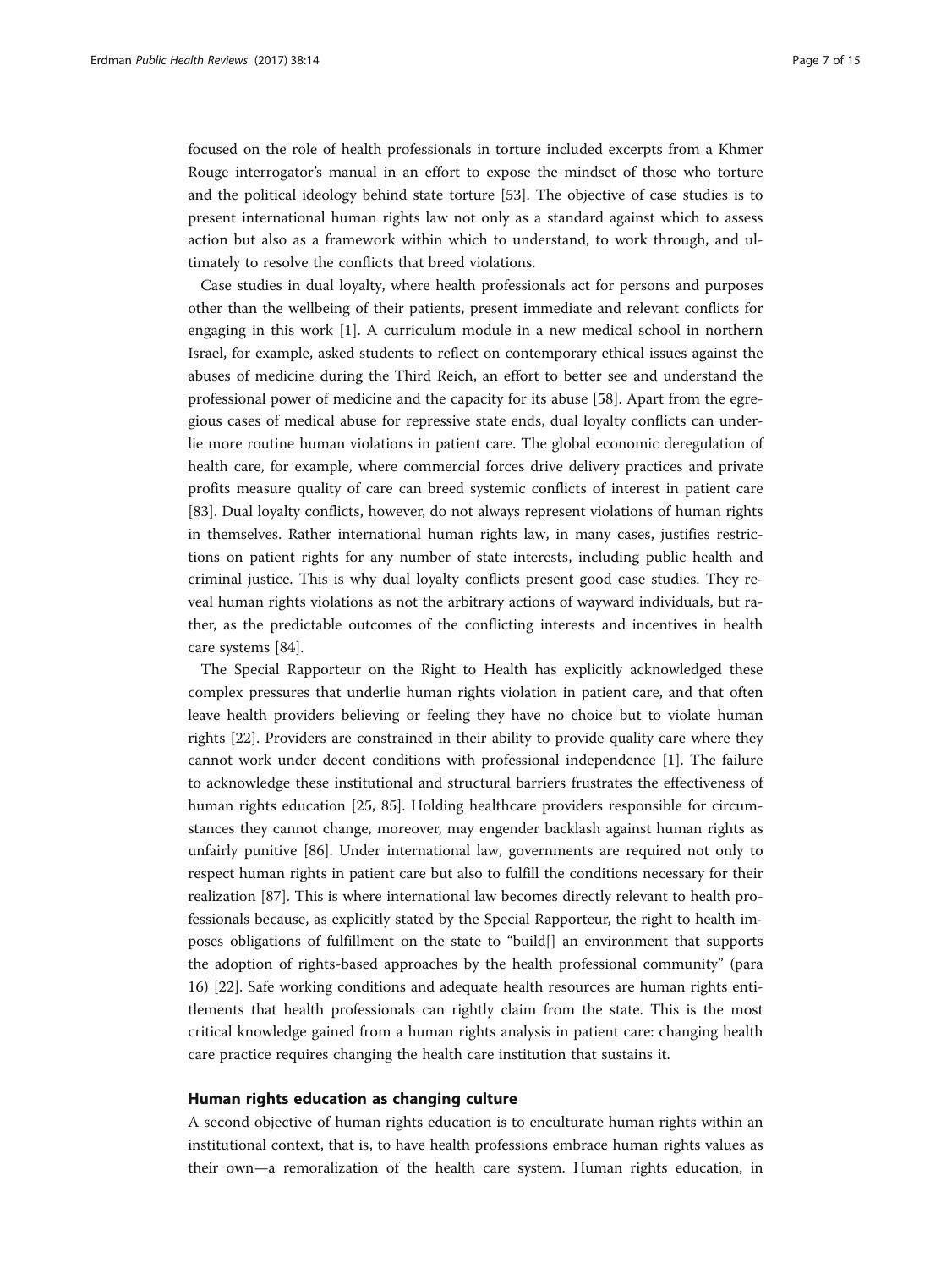focused on the role of health professionals in torture included excerpts from a Khmer Rouge interrogator's manual in an effort to expose the mindset of those who torture and the political ideology behind state torture [53]. The objective of case studies is to present international human rights law not only as a standard against which to assess action but also as a framework within which to understand, to work through, and ultimately to resolve the conflicts that breed violations.

Case studies in dual loyalty, where health professionals act for persons and purposes other than the wellbeing of their patients, present immediate and relevant conflicts for engaging in this work [1]. A curriculum module in a new medical school in northern Israel, for example, asked students to reflect on contemporary ethical issues against the abuses of medicine during the Third Reich, an effort to better see and understand the professional power of medicine and the capacity for its abuse [58]. Apart from the egregious cases of medical abuse for repressive state ends, dual loyalty conflicts can underlie more routine human violations in patient care. The global economic deregulation of health care, for example, where commercial forces drive delivery practices and private profits measure quality of care can breed systemic conflicts of interest in patient care [83]. Dual loyalty conflicts, however, do not always represent violations of human rights in themselves. Rather international human rights law, in many cases, justifies restrictions on patient rights for any number of state interests, including public health and criminal justice. This is why dual loyalty conflicts present good case studies. They reveal human rights violations as not the arbitrary actions of wayward individuals, but rather, as the predictable outcomes of the conflicting interests and incentives in health care systems [84].

The Special Rapporteur on the Right to Health has explicitly acknowledged these complex pressures that underlie human rights violation in patient care, and that often leave health providers believing or feeling they have no choice but to violate human rights [22]. Providers are constrained in their ability to provide quality care where they cannot work under decent conditions with professional independence [1]. The failure to acknowledge these institutional and structural barriers frustrates the effectiveness of human rights education [25, 85]. Holding healthcare providers responsible for circumstances they cannot change, moreover, may engender backlash against human rights as unfairly punitive [86]. Under international law, governments are required not only to respect human rights in patient care but also to fulfill the conditions necessary for their realization [87]. This is where international law becomes directly relevant to health professionals because, as explicitly stated by the Special Rapporteur, the right to health imposes obligations of fulfillment on the state to "build[] an environment that supports the adoption of rights-based approaches by the health professional community" (para 16) [22]. Safe working conditions and adequate health resources are human rights entitlements that health professionals can rightly claim from the state. This is the most critical knowledge gained from a human rights analysis in patient care: changing health care practice requires changing the health care institution that sustains it.

### Human rights education as changing culture

A second objective of human rights education is to enculturate human rights within an institutional context, that is, to have health professions embrace human rights values as their own—a remoralization of the health care system. Human rights education, in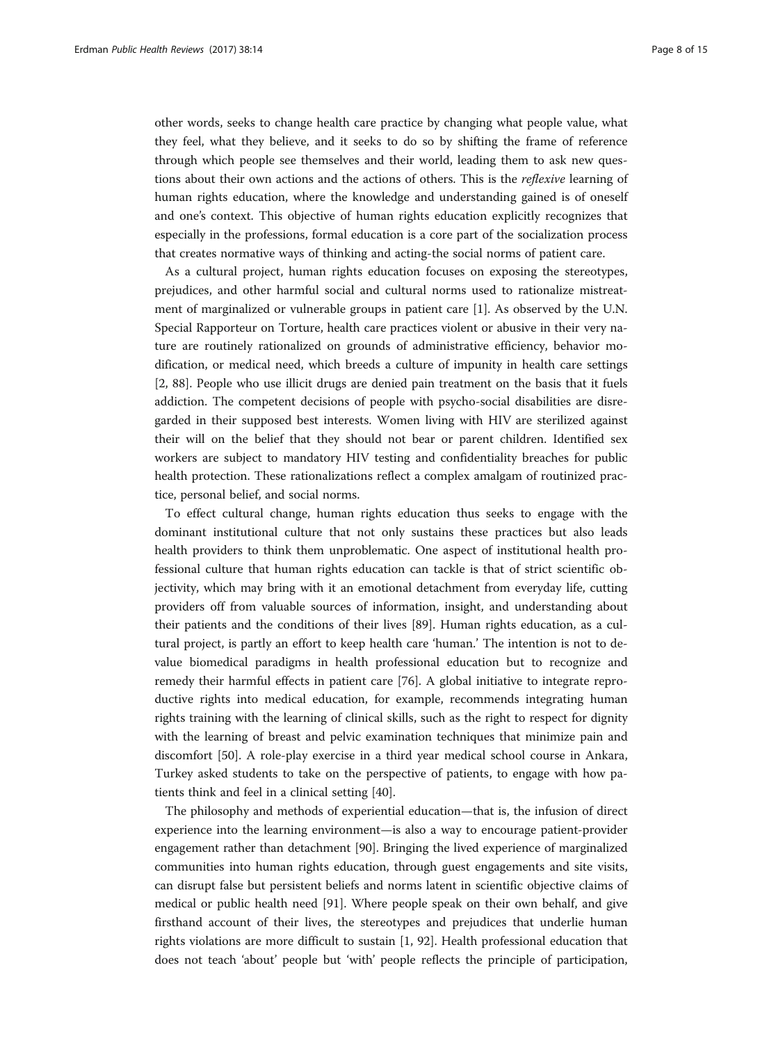other words, seeks to change health care practice by changing what people value, what they feel, what they believe, and it seeks to do so by shifting the frame of reference through which people see themselves and their world, leading them to ask new questions about their own actions and the actions of others. This is the *reflexive* learning of human rights education, where the knowledge and understanding gained is of oneself and one's context. This objective of human rights education explicitly recognizes that especially in the professions, formal education is a core part of the socialization process that creates normative ways of thinking and acting-the social norms of patient care.

As a cultural project, human rights education focuses on exposing the stereotypes, prejudices, and other harmful social and cultural norms used to rationalize mistreatment of marginalized or vulnerable groups in patient care [1]. As observed by the U.N. Special Rapporteur on Torture, health care practices violent or abusive in their very nature are routinely rationalized on grounds of administrative efficiency, behavior modification, or medical need, which breeds a culture of impunity in health care settings [2, 88]. People who use illicit drugs are denied pain treatment on the basis that it fuels addiction. The competent decisions of people with psycho-social disabilities are disregarded in their supposed best interests. Women living with HIV are sterilized against their will on the belief that they should not bear or parent children. Identified sex workers are subject to mandatory HIV testing and confidentiality breaches for public health protection. These rationalizations reflect a complex amalgam of routinized practice, personal belief, and social norms.

To effect cultural change, human rights education thus seeks to engage with the dominant institutional culture that not only sustains these practices but also leads health providers to think them unproblematic. One aspect of institutional health professional culture that human rights education can tackle is that of strict scientific objectivity, which may bring with it an emotional detachment from everyday life, cutting providers off from valuable sources of information, insight, and understanding about their patients and the conditions of their lives [89]. Human rights education, as a cultural project, is partly an effort to keep health care 'human.' The intention is not to devalue biomedical paradigms in health professional education but to recognize and remedy their harmful effects in patient care [76]. A global initiative to integrate reproductive rights into medical education, for example, recommends integrating human rights training with the learning of clinical skills, such as the right to respect for dignity with the learning of breast and pelvic examination techniques that minimize pain and discomfort [50]. A role-play exercise in a third year medical school course in Ankara, Turkey asked students to take on the perspective of patients, to engage with how patients think and feel in a clinical setting [40].

The philosophy and methods of experiential education—that is, the infusion of direct experience into the learning environment—is also a way to encourage patient-provider engagement rather than detachment [90]. Bringing the lived experience of marginalized communities into human rights education, through guest engagements and site visits, can disrupt false but persistent beliefs and norms latent in scientific objective claims of medical or public health need [91]. Where people speak on their own behalf, and give firsthand account of their lives, the stereotypes and prejudices that underlie human rights violations are more difficult to sustain [1, 92]. Health professional education that does not teach 'about' people but 'with' people reflects the principle of participation,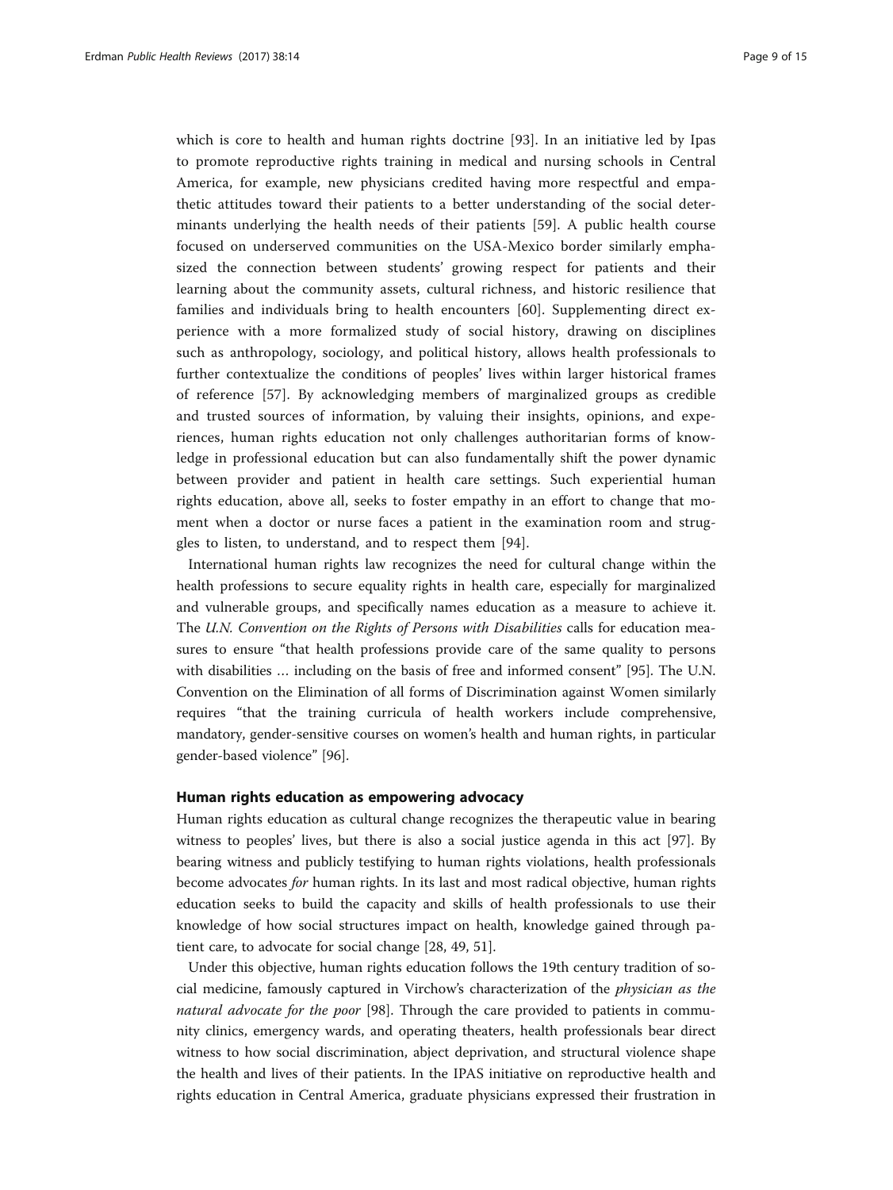which is core to health and human rights doctrine [93]. In an initiative led by Ipas to promote reproductive rights training in medical and nursing schools in Central America, for example, new physicians credited having more respectful and empathetic attitudes toward their patients to a better understanding of the social determinants underlying the health needs of their patients [59]. A public health course focused on underserved communities on the USA-Mexico border similarly emphasized the connection between students' growing respect for patients and their learning about the community assets, cultural richness, and historic resilience that families and individuals bring to health encounters [60]. Supplementing direct experience with a more formalized study of social history, drawing on disciplines such as anthropology, sociology, and political history, allows health professionals to further contextualize the conditions of peoples' lives within larger historical frames of reference [57]. By acknowledging members of marginalized groups as credible and trusted sources of information, by valuing their insights, opinions, and experiences, human rights education not only challenges authoritarian forms of knowledge in professional education but can also fundamentally shift the power dynamic between provider and patient in health care settings. Such experiential human rights education, above all, seeks to foster empathy in an effort to change that moment when a doctor or nurse faces a patient in the examination room and struggles to listen, to understand, and to respect them [94].

International human rights law recognizes the need for cultural change within the health professions to secure equality rights in health care, especially for marginalized and vulnerable groups, and specifically names education as a measure to achieve it. The *U.N. Convention on the Rights of Persons with Disabilities* calls for education measures to ensure "that health professions provide care of the same quality to persons with disabilities … including on the basis of free and informed consent" [95]. The U.N. Convention on the Elimination of all forms of Discrimination against Women similarly requires "that the training curricula of health workers include comprehensive, mandatory, gender-sensitive courses on women's health and human rights, in particular gender-based violence" [96].

## Human rights education as empowering advocacy

Human rights education as cultural change recognizes the therapeutic value in bearing witness to peoples' lives, but there is also a social justice agenda in this act [97]. By bearing witness and publicly testifying to human rights violations, health professionals become advocates *for* human rights. In its last and most radical objective, human rights education seeks to build the capacity and skills of health professionals to use their knowledge of how social structures impact on health, knowledge gained through patient care, to advocate for social change [28, 49, 51].

Under this objective, human rights education follows the 19th century tradition of social medicine, famously captured in Virchow's characterization of the *physician as the natural advocate for the poor* [98]. Through the care provided to patients in community clinics, emergency wards, and operating theaters, health professionals bear direct witness to how social discrimination, abject deprivation, and structural violence shape the health and lives of their patients. In the IPAS initiative on reproductive health and rights education in Central America, graduate physicians expressed their frustration in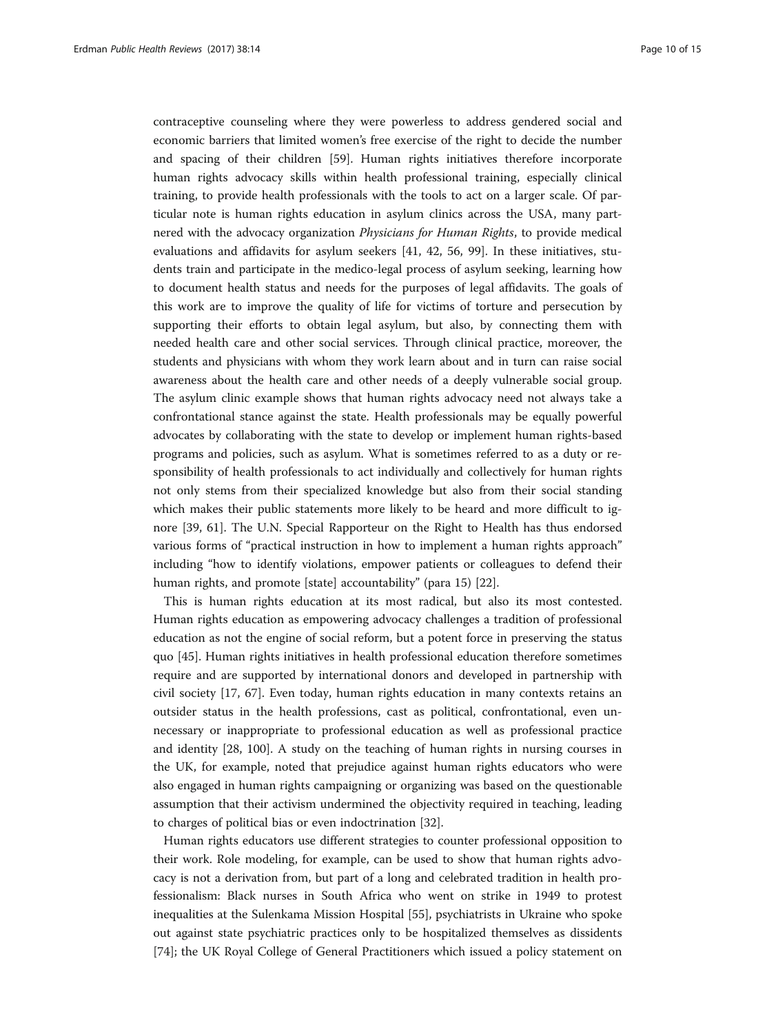contraceptive counseling where they were powerless to address gendered social and economic barriers that limited women's free exercise of the right to decide the number and spacing of their children [59]. Human rights initiatives therefore incorporate human rights advocacy skills within health professional training, especially clinical training, to provide health professionals with the tools to act on a larger scale. Of particular note is human rights education in asylum clinics across the USA, many partnered with the advocacy organization *Physicians for Human Rights*, to provide medical evaluations and affidavits for asylum seekers [41, 42, 56, 99]. In these initiatives, students train and participate in the medico-legal process of asylum seeking, learning how to document health status and needs for the purposes of legal affidavits. The goals of this work are to improve the quality of life for victims of torture and persecution by supporting their efforts to obtain legal asylum, but also, by connecting them with needed health care and other social services. Through clinical practice, moreover, the students and physicians with whom they work learn about and in turn can raise social awareness about the health care and other needs of a deeply vulnerable social group. The asylum clinic example shows that human rights advocacy need not always take a confrontational stance against the state. Health professionals may be equally powerful advocates by collaborating with the state to develop or implement human rights-based programs and policies, such as asylum. What is sometimes referred to as a duty or responsibility of health professionals to act individually and collectively for human rights not only stems from their specialized knowledge but also from their social standing which makes their public statements more likely to be heard and more difficult to ignore [39, 61]. The U.N. Special Rapporteur on the Right to Health has thus endorsed various forms of "practical instruction in how to implement a human rights approach" including "how to identify violations, empower patients or colleagues to defend their human rights, and promote [state] accountability" (para 15) [22].

This is human rights education at its most radical, but also its most contested. Human rights education as empowering advocacy challenges a tradition of professional education as not the engine of social reform, but a potent force in preserving the status quo [45]. Human rights initiatives in health professional education therefore sometimes require and are supported by international donors and developed in partnership with civil society [17, 67]. Even today, human rights education in many contexts retains an outsider status in the health professions, cast as political, confrontational, even unnecessary or inappropriate to professional education as well as professional practice and identity [28, 100]. A study on the teaching of human rights in nursing courses in the UK, for example, noted that prejudice against human rights educators who were also engaged in human rights campaigning or organizing was based on the questionable assumption that their activism undermined the objectivity required in teaching, leading to charges of political bias or even indoctrination [32].

Human rights educators use different strategies to counter professional opposition to their work. Role modeling, for example, can be used to show that human rights advocacy is not a derivation from, but part of a long and celebrated tradition in health professionalism: Black nurses in South Africa who went on strike in 1949 to protest inequalities at the Sulenkama Mission Hospital [55], psychiatrists in Ukraine who spoke out against state psychiatric practices only to be hospitalized themselves as dissidents [74]; the UK Royal College of General Practitioners which issued a policy statement on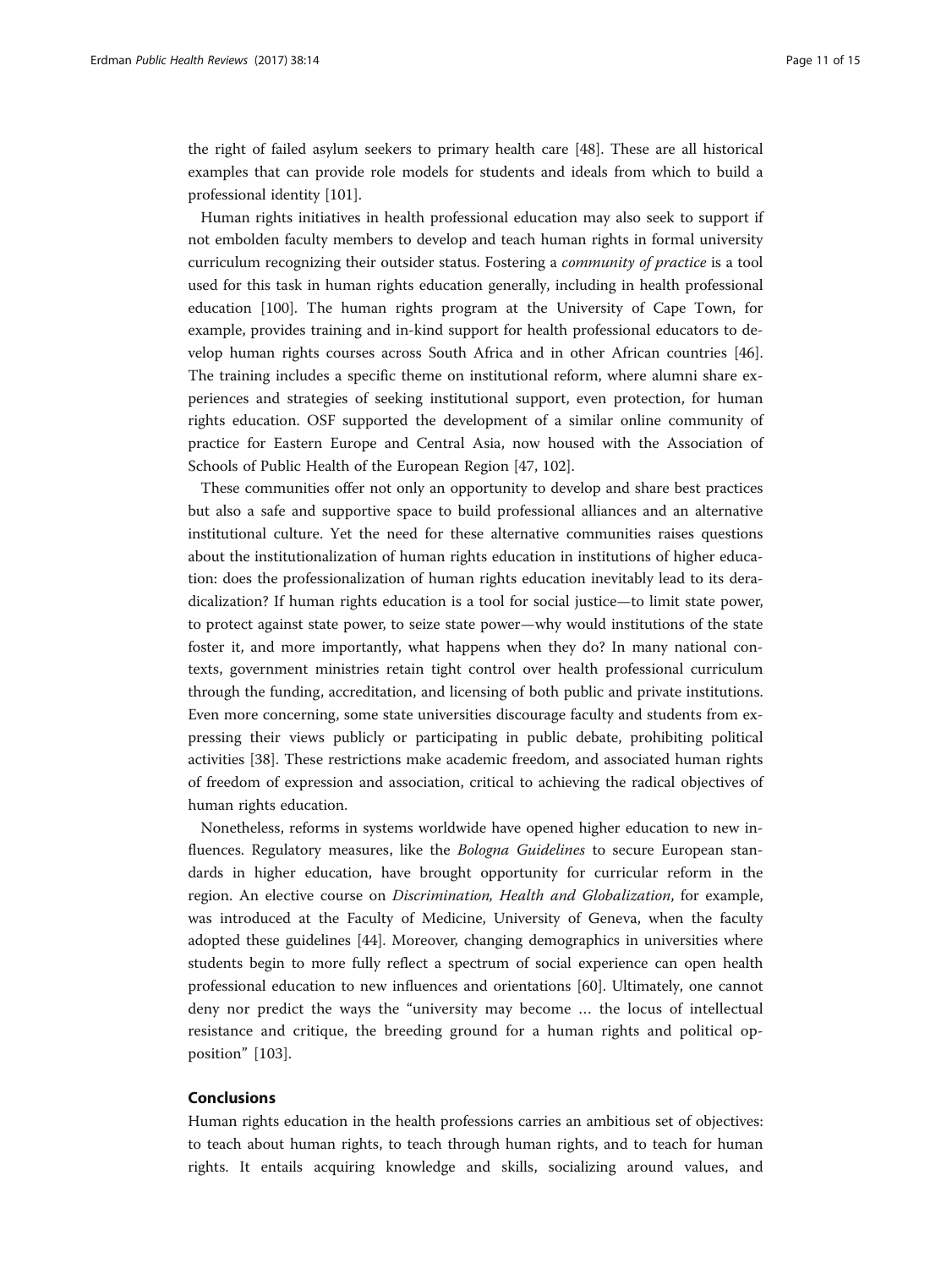the right of failed asylum seekers to primary health care [48]. These are all historical examples that can provide role models for students and ideals from which to build a professional identity [101].

Human rights initiatives in health professional education may also seek to support if not embolden faculty members to develop and teach human rights in formal university curriculum recognizing their outsider status. Fostering a *community of practice* is a tool used for this task in human rights education generally, including in health professional education [100]. The human rights program at the University of Cape Town, for example, provides training and in-kind support for health professional educators to develop human rights courses across South Africa and in other African countries [46]. The training includes a specific theme on institutional reform, where alumni share experiences and strategies of seeking institutional support, even protection, for human rights education. OSF supported the development of a similar online community of practice for Eastern Europe and Central Asia, now housed with the Association of Schools of Public Health of the European Region [47, 102].

These communities offer not only an opportunity to develop and share best practices but also a safe and supportive space to build professional alliances and an alternative institutional culture. Yet the need for these alternative communities raises questions about the institutionalization of human rights education in institutions of higher education: does the professionalization of human rights education inevitably lead to its deradicalization? If human rights education is a tool for social justice—to limit state power, to protect against state power, to seize state power—why would institutions of the state foster it, and more importantly, what happens when they do? In many national contexts, government ministries retain tight control over health professional curriculum through the funding, accreditation, and licensing of both public and private institutions. Even more concerning, some state universities discourage faculty and students from expressing their views publicly or participating in public debate, prohibiting political activities [38]. These restrictions make academic freedom, and associated human rights of freedom of expression and association, critical to achieving the radical objectives of human rights education.

Nonetheless, reforms in systems worldwide have opened higher education to new influences. Regulatory measures, like the *Bologna Guidelines* to secure European standards in higher education, have brought opportunity for curricular reform in the region. An elective course on *Discrimination, Health and Globalization*, for example, was introduced at the Faculty of Medicine, University of Geneva, when the faculty adopted these guidelines [44]. Moreover, changing demographics in universities where students begin to more fully reflect a spectrum of social experience can open health professional education to new influences and orientations [60]. Ultimately, one cannot deny nor predict the ways the "university may become … the locus of intellectual resistance and critique, the breeding ground for a human rights and political opposition" [103].

## Conclusions

Human rights education in the health professions carries an ambitious set of objectives: to teach about human rights, to teach through human rights, and to teach for human rights. It entails acquiring knowledge and skills, socializing around values, and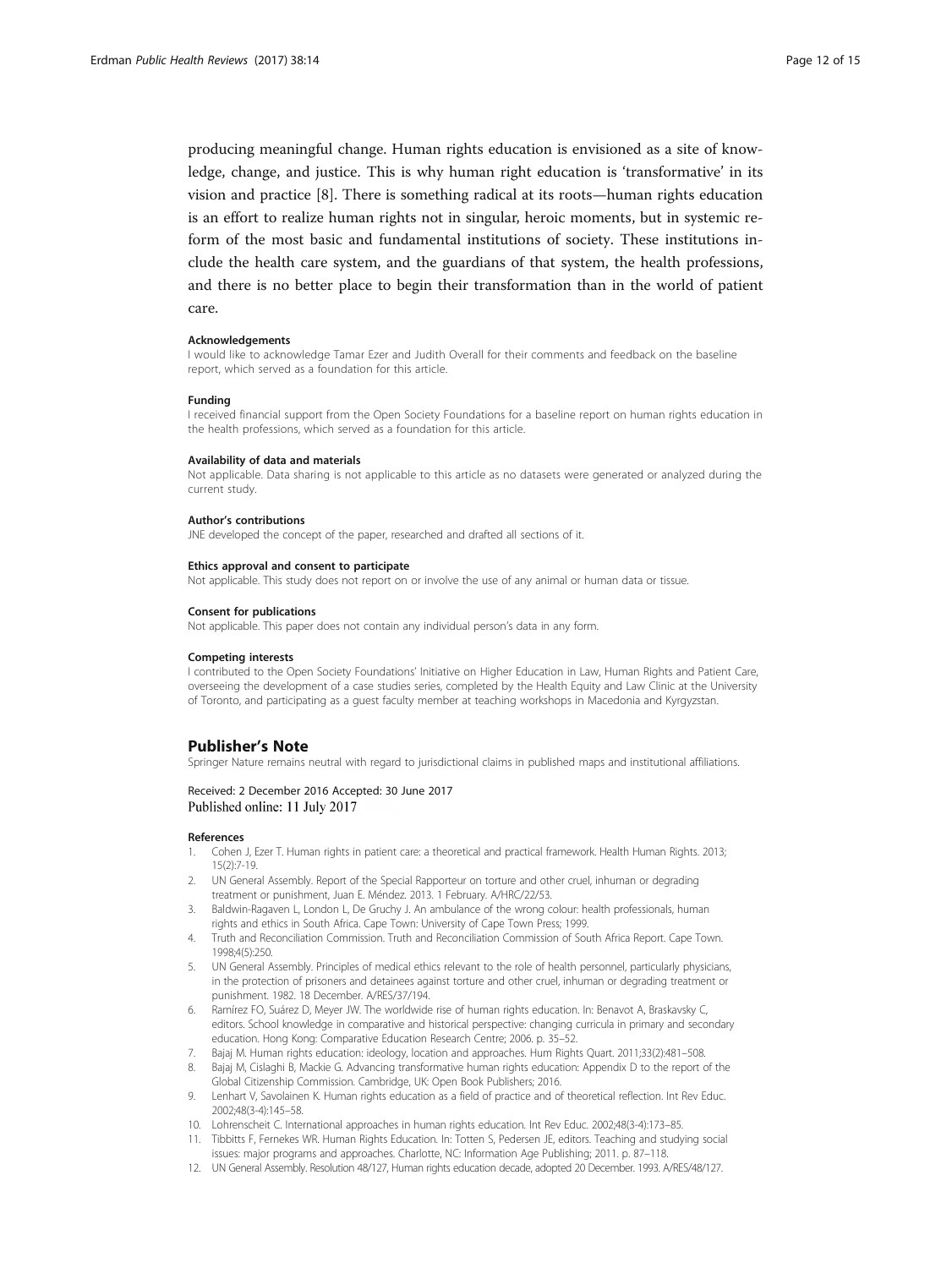producing meaningful change. Human rights education is envisioned as a site of knowledge, change, and justice. This is why human right education is 'transformative' in its vision and practice [8]. There is something radical at its roots—human rights education is an effort to realize human rights not in singular, heroic moments, but in systemic reform of the most basic and fundamental institutions of society. These institutions include the health care system, and the guardians of that system, the health professions, and there is no better place to begin their transformation than in the world of patient care.

#### Acknowledgements

I would like to acknowledge Tamar Ezer and Judith Overall for their comments and feedback on the baseline report, which served as a foundation for this article.

#### Funding

I received financial support from the Open Society Foundations for a baseline report on human rights education in the health professions, which served as a foundation for this article.

#### Availability of data and materials

Not applicable. Data sharing is not applicable to this article as no datasets were generated or analyzed during the current study.

#### Author's contributions

JNE developed the concept of the paper, researched and drafted all sections of it.

#### Ethics approval and consent to participate

Not applicable. This study does not report on or involve the use of any animal or human data or tissue.

#### Consent for publications

Not applicable. This paper does not contain any individual person's data in any form.

#### Competing interests

I contributed to the Open Society Foundations' Initiative on Higher Education in Law, Human Rights and Patient Care, overseeing the development of a case studies series, completed by the Health Equity and Law Clinic at the University of Toronto, and participating as a guest faculty member at teaching workshops in Macedonia and Kyrgyzstan.

## Publisher's Note

Springer Nature remains neutral with regard to jurisdictional claims in published maps and institutional affiliations.

Received: 2 December 2016 Accepted: 30 June 2017
Published online: 11 July 2017

#### References

1. Cohen J, Ezer T. Human rights in patient care: a theoretical and practical framework. Health Human Rights. 2013; 15(2):7-19.
2. UN General Assembly. Report of the Special Rapporteur on torture and other cruel, inhuman or degrading treatment or punishment, Juan E. Méndez. 2013. 1 February. A/HRC/22/53.
3. Baldwin-Ragaven L, London L, De Gruchy J. An ambulance of the wrong colour: health professionals, human rights and ethics in South Africa. Cape Town: University of Cape Town Press; 1999.
4. Truth and Reconciliation Commission. Truth and Reconciliation Commission of South Africa Report. Cape Town. 1998;4(5):250.
5. UN General Assembly. Principles of medical ethics relevant to the role of health personnel, particularly physicians, in the protection of prisoners and detainees against torture and other cruel, inhuman or degrading treatment or punishment. 1982. 18 December. A/RES/37/194.
6. Ramírez FO, Suárez D, Meyer JW. The worldwide rise of human rights education. In: Benavot A, Braskavsky C, editors. School knowledge in comparative and historical perspective: changing curricula in primary and secondary education. Hong Kong: Comparative Education Research Centre; 2006. p. 35–52.
7. Bajaj M. Human rights education: ideology, location and approaches. Hum Rights Quart. 2011;33(2):481–508.
8. Bajaj M, Cislaghi B, Mackie G. Advancing transformative human rights education: Appendix D to the report of the Global Citizenship Commission. Cambridge, UK: Open Book Publishers; 2016.
9. Lenhart V, Savolainen K. Human rights education as a field of practice and of theoretical reflection. Int Rev Educ. 2002;48(3-4):145–58.
10. Lohrenscheit C. International approaches in human rights education. Int Rev Educ. 2002;48(3-4):173–85.
11. Tibbitts F, Fernekes WR. Human Rights Education. In: Totten S, Pedersen JE, editors. Teaching and studying social issues: major programs and approaches. Charlotte, NC: Information Age Publishing; 2011. p. 87–118.
12. UN General Assembly. Resolution 48/127, Human rights education decade, adopted 20 December. 1993. A/RES/48/127.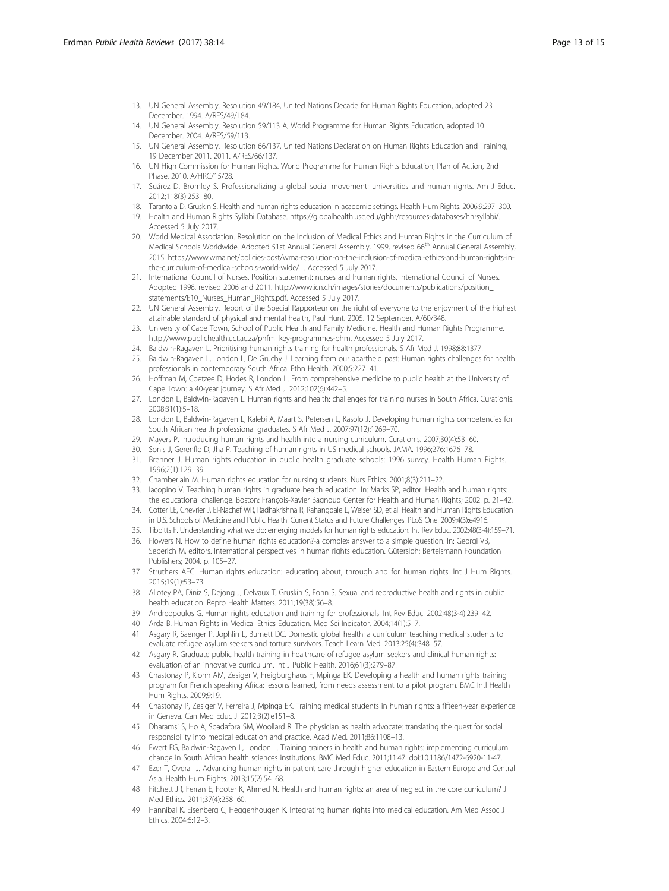13. UN General Assembly. Resolution 49/184, United Nations Decade for Human Rights Education, adopted 23 December. 1994. A/RES/49/184.
14. UN General Assembly. Resolution 59/113 A, World Programme for Human Rights Education, adopted 10 December. 2004. A/RES/59/113.
15. UN General Assembly. Resolution 66/137, United Nations Declaration on Human Rights Education and Training, 19 December 2011. 2011. A/RES/66/137.
16. UN High Commission for Human Rights. World Programme for Human Rights Education, Plan of Action, 2nd Phase. 2010. A/HRC/15/28.
17. Suárez D, Bromley S. Professionalizing a global social movement: universities and human rights. Am J Educ. 2012;118(3):253–80.
18. Tarantola D, Gruskin S. Health and human rights education in academic settings. Health Hum Rights. 2006;9:297–300.
19. Health and Human Rights Syllabi Database. https://globalhealth.usc.edu/ghhr/resources-databases/hhrsyllabi/. Accessed 5 July 2017.
20. World Medical Association. Resolution on the Inclusion of Medical Ethics and Human Rights in the Curriculum of Medical Schools Worldwide. Adopted 51st Annual General Assembly, 1999, revised 66th Annual General Assembly, 2015. https://www.wma.net/policies-post/wma-resolution-on-the-inclusion-of-medical-ethics-and-human-rights-in-the-curriculum-of-medical-schools-world-wide/ . Accessed 5 July 2017.
21. International Council of Nurses. Position statement: nurses and human rights, International Council of Nurses. Adopted 1998, revised 2006 and 2011. http://www.icn.ch/images/stories/documents/publications/position_statements/E10_Nurses_Human_Rights.pdf. Accessed 5 July 2017.
22. UN General Assembly. Report of the Special Rapporteur on the right of everyone to the enjoyment of the highest attainable standard of physical and mental health, Paul Hunt. 2005. 12 September. A/60/348.
23. University of Cape Town, School of Public Health and Family Medicine. Health and Human Rights Programme. http://www.publichealth.uct.ac.za/phfm_key-programmes-phm. Accessed 5 July 2017.
24. Baldwin-Ragaven L. Prioritising human rights training for health professionals. S Afr Med J. 1998;88:1377.
25. Baldwin-Ragaven L, London L, De Gruchy J. Learning from our apartheid past: Human rights challenges for health professionals in contemporary South Africa. Ethn Health. 2000;5:227–41.
26. Hoffman M, Coetzee D, Hodes R, London L. From comprehensive medicine to public health at the University of Cape Town: a 40-year journey. S Afr Med J. 2012;102(6):442–5.
27. London L, Baldwin-Ragaven L. Human rights and health: challenges for training nurses in South Africa. Curationis. 2008;31(1):5–18.
28. London L, Baldwin-Ragaven L, Kalebi A, Maart S, Petersen L, Kasolo J. Developing human rights competencies for South African health professional graduates. S Afr Med J. 2007;97(12):1269–70.
29. Mayers P. Introducing human rights and health into a nursing curriculum. Curationis. 2007;30(4):53–60.
30. Sonis J, Gerenflo D, Jha P. Teaching of human rights in US medical schools. JAMA. 1996;276:1676–78.
31. Brenner J. Human rights education in public health graduate schools: 1996 survey. Health Human Rights. 1996;2(1):129–39.
32. Chamberlain M. Human rights education for nursing students. Nurs Ethics. 2001;8(3):211–22.
33. Iacopino V. Teaching human rights in graduate health education. In: Marks SP, editor. Health and human rights: the educational challenge. Boston: François-Xavier Bagnoud Center for Health and Human Rights; 2002. p. 21–42.
34. Cotter LE, Chevrier J, El-Nachef WR, Radhakrishna R, Rahangdale L, Weiser SD, et al. Health and Human Rights Education in U.S. Schools of Medicine and Public Health: Current Status and Future Challenges. PLoS One. 2009;4(3):e4916.
35. Tibbitts F. Understanding what we do: emerging models for human rights education. Int Rev Educ. 2002;48(3-4):159–71.
36. Flowers N. How to define human rights education?-a complex answer to a simple question. In: Georgi VB, Seberich M, editors. International perspectives in human rights education. Gütersloh: Bertelsmann Foundation Publishers; 2004. p. 105–27.
37. Struthers AEC. Human rights education: educating about, through and for human rights. Int J Hum Rights. 2015;19(1):53–73.
38. Allotey PA, Diniz S, Dejong J, Delvaux T, Gruskin S, Fonn S. Sexual and reproductive health and rights in public health education. Repro Health Matters. 2011;19(38):56–8.
39. Andreopoulos G. Human rights education and training for professionals. Int Rev Educ. 2002;48(3-4):239–42.
40. Arda B. Human Rights in Medical Ethics Education. Med Sci Indicator. 2004;14(1):5–7.
41. Asgary R, Saenger P, Jophlin L, Burnett DC. Domestic global health: a curriculum teaching medical students to evaluate refugee asylum seekers and torture survivors. Teach Learn Med. 2013;25(4):348–57.
42. Asgary R. Graduate public health training in healthcare of refugee asylum seekers and clinical human rights: evaluation of an innovative curriculum. Int J Public Health. 2016;61(3):279–87.
43. Chastonay P, Klohn AM, Zesiger V, Freigburghaus F, Mpinga EK. Developing a health and human rights training program for French speaking Africa: lessons learned, from needs assessment to a pilot program. BMC Intl Health Hum Rights. 2009;9:19.
44. Chastonay P, Zesiger V, Ferreira J, Mpinga EK. Training medical students in human rights: a fifteen-year experience in Geneva. Can Med Educ J. 2012;3(2):e151–8.
45. Dharamsi S, Ho A, Spadafora SM, Woollard R. The physician as health advocate: translating the quest for social responsibility into medical education and practice. Acad Med. 2011;86:1108–13.
46. Ewert EG, Baldwin-Ragaven L, London L. Training trainers in health and human rights: implementing curriculum change in South African health sciences institutions. BMC Med Educ. 2011;11:47. doi:10.1186/1472-6920-11-47.
47. Ezer T, Overall J. Advancing human rights in patient care through higher education in Eastern Europe and Central Asia. Health Hum Rights. 2013;15(2):54–68.
48. Fitchett JR, Ferran E, Footer K, Ahmed N. Health and human rights: an area of neglect in the core curriculum? J Med Ethics. 2011;37(4):258–60.
49. Hannibal K, Eisenberg C, Heggenhougen K. Integrating human rights into medical education. Am Med Assoc J Ethics. 2004;6:12–3.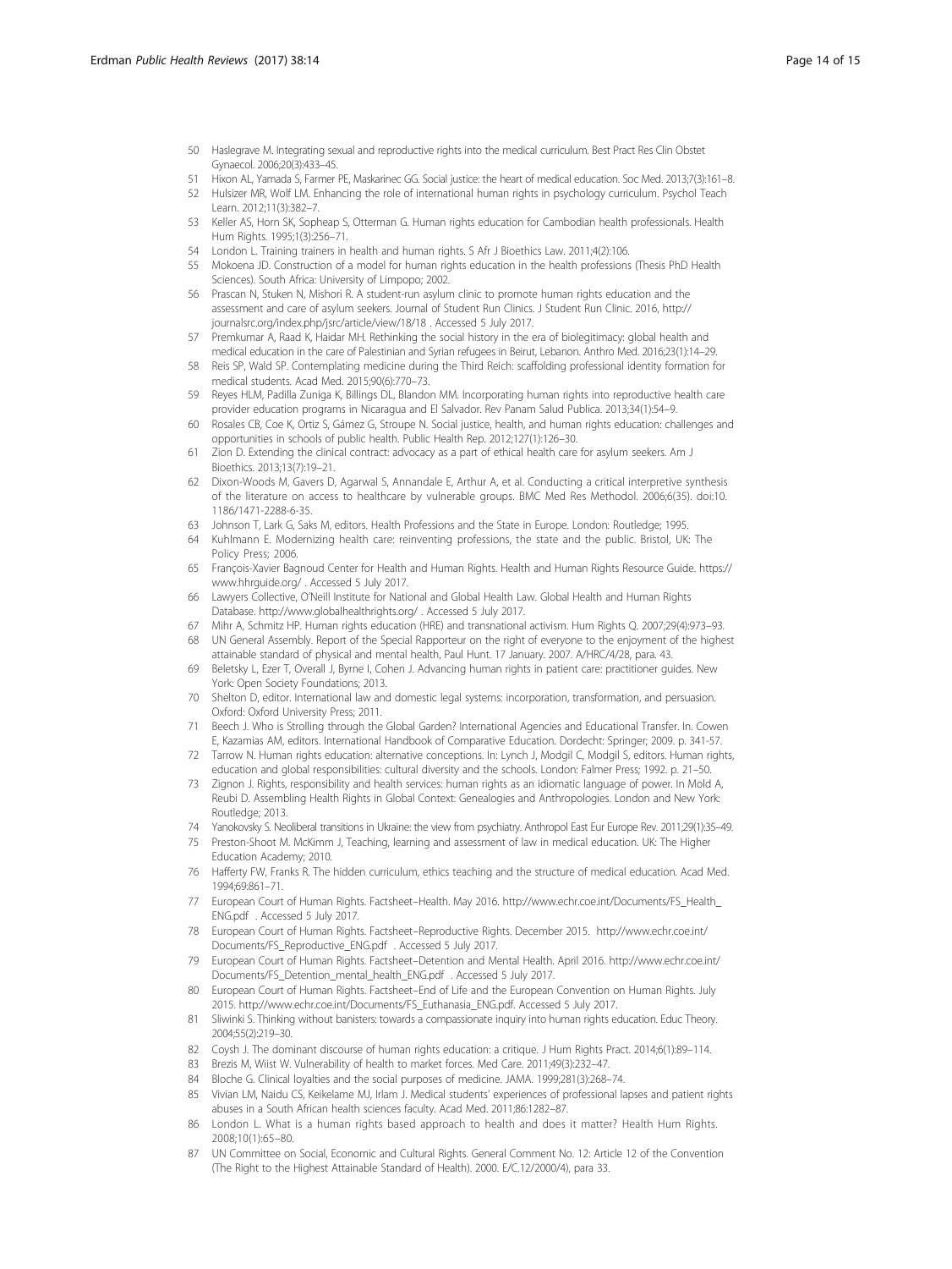50 Haslegrave M. Integrating sexual and reproductive rights into the medical curriculum. Best Pract Res Clin Obstet Gynaecol. 2006;20(3):433–45.
51 Hixon AL, Yamada S, Farmer PE, Maskarinec GG. Social justice: the heart of medical education. Soc Med. 2013;7(3):161–8.
52 Hulsizer MR, Wolf LM. Enhancing the role of international human rights in psychology curriculum. Psychol Teach Learn. 2012;11(3):382–7.
53 Keller AS, Horn SK, Sopheap S, Otterman G. Human rights education for Cambodian health professionals. Health Hum Rights. 1995;1(3):256–71.
54 London L. Training trainers in health and human rights. S Afr J Bioethics Law. 2011;4(2):106.
55 Mokoena JD. Construction of a model for human rights education in the health professions (Thesis PhD Health Sciences). South Africa: University of Limpopo; 2002.
56 Prascan N, Stuken N, Mishori R. A student-run asylum clinic to promote human rights education and the assessment and care of asylum seekers. Journal of Student Run Clinics. J Student Run Clinic. 2016, http://journalsrc.org/index.php/jsrc/article/view/18/18 . Accessed 5 July 2017.
57 Premkumar A, Raad K, Haidar MH. Rethinking the social history in the era of biolegitimacy: global health and medical education in the care of Palestinian and Syrian refugees in Beirut, Lebanon. Anthro Med. 2016;23(1):14–29.
58 Reis SP, Wald SP. Contemplating medicine during the Third Reich: scaffolding professional identity formation for medical students. Acad Med. 2015;90(6):770–73.
59 Reyes HLM, Padilla Zuniga K, Billings DL, Blandon MM. Incorporating human rights into reproductive health care provider education programs in Nicaragua and El Salvador. Rev Panam Salud Publica. 2013;34(1):54–9.
60 Rosales CB, Coe K, Ortiz S, Gámez G, Stroupe N. Social justice, health, and human rights education: challenges and opportunities in schools of public health. Public Health Rep. 2012;127(1):126–30.
61 Zion D. Extending the clinical contract: advocacy as a part of ethical health care for asylum seekers. Am J Bioethics. 2013;13(7):19–21.
62 Dixon-Woods M, Gavers D, Agarwal S, Annandale E, Arthur A, et al. Conducting a critical interpretive synthesis of the literature on access to healthcare by vulnerable groups. BMC Med Res Methodol. 2006;6(35). doi:10.1186/1471-2288-6-35.
63 Johnson T, Lark G, Saks M, editors. Health Professions and the State in Europe. London: Routledge; 1995.
64 Kuhlmann E. Modernizing health care: reinventing professions, the state and the public. Bristol, UK: The Policy Press; 2006.
65 François-Xavier Bagnoud Center for Health and Human Rights. Health and Human Rights Resource Guide. https://www.hhrguide.org/ . Accessed 5 July 2017.
66 Lawyers Collective, O'Neill Institute for National and Global Health Law. Global Health and Human Rights Database. http://www.globalhealthrights.org/ . Accessed 5 July 2017.
67 Mihr A, Schmitz HP. Human rights education (HRE) and transnational activism. Hum Rights Q. 2007;29(4):973–93.
68 UN General Assembly. Report of the Special Rapporteur on the right of everyone to the enjoyment of the highest attainable standard of physical and mental health, Paul Hunt. 17 January. 2007. A/HRC/4/28, para. 43.
69 Beletsky L, Ezer T, Overall J, Byrne I, Cohen J. Advancing human rights in patient care: practitioner guides. New York: Open Society Foundations; 2013.
70 Shelton D, editor. International law and domestic legal systems: incorporation, transformation, and persuasion. Oxford: Oxford University Press; 2011.
71 Beech J. Who is Strolling through the Global Garden? International Agencies and Educational Transfer. In. Cowen E, Kazamias AM, editors. International Handbook of Comparative Education. Dordecht: Springer; 2009. p. 341-57.
72 Tarrow N. Human rights education: alternative conceptions. In: Lynch J, Modgil C, Modgil S, editors. Human rights, education and global responsibilities: cultural diversity and the schools. London: Falmer Press; 1992. p. 21–50.
73 Zignon J. Rights, responsibility and health services: human rights as an idiomatic language of power. In Mold A, Reubi D. Assembling Health Rights in Global Context: Genealogies and Anthropologies. London and New York: Routledge; 2013.
74 Yanokovsky S. Neoliberal transitions in Ukraine: the view from psychiatry. Anthropol East Eur Europe Rev. 2011;29(1):35–49.
75 Preston-Shoot M. McKimm J, Teaching, learning and assessment of law in medical education. UK: The Higher Education Academy; 2010.
76 Hafferty FW, Franks R. The hidden curriculum, ethics teaching and the structure of medical education. Acad Med. 1994;69:861–71.
77 European Court of Human Rights. Factsheet–Health. May 2016. http://www.echr.coe.int/Documents/FS_Health_ENG.pdf . Accessed 5 July 2017.
78 European Court of Human Rights. Factsheet–Reproductive Rights. December 2015. http://www.echr.coe.int/Documents/FS_Reproductive_ENG.pdf . Accessed 5 July 2017.
79 European Court of Human Rights. Factsheet–Detention and Mental Health. April 2016. http://www.echr.coe.int/Documents/FS_Detention_mental_health_ENG.pdf . Accessed 5 July 2017.
80 European Court of Human Rights. Factsheet–End of Life and the European Convention on Human Rights. July 2015. http://www.echr.coe.int/Documents/FS_Euthanasia_ENG.pdf. Accessed 5 July 2017.
81 Sliwinki S. Thinking without banisters: towards a compassionate inquiry into human rights education. Educ Theory. 2004;55(2):219–30.
82 Coysh J. The dominant discourse of human rights education: a critique. J Hum Rights Pract. 2014;6(1):89–114.
83 Brezis M, Wiist W. Vulnerability of health to market forces. Med Care. 2011;49(3):232–47.
84 Bloche G. Clinical loyalties and the social purposes of medicine. JAMA. 1999;281(3):268–74.
85 Vivian LM, Naidu CS, Keikelame MJ, Irlam J. Medical students' experiences of professional lapses and patient rights abuses in a South African health sciences faculty. Acad Med. 2011;86:1282–87.
86 London L. What is a human rights based approach to health and does it matter? Health Hum Rights. 2008;10(1):65–80.
87 UN Committee on Social, Economic and Cultural Rights. General Comment No. 12: Article 12 of the Convention (The Right to the Highest Attainable Standard of Health). 2000. E/C.12/2000/4), para 33.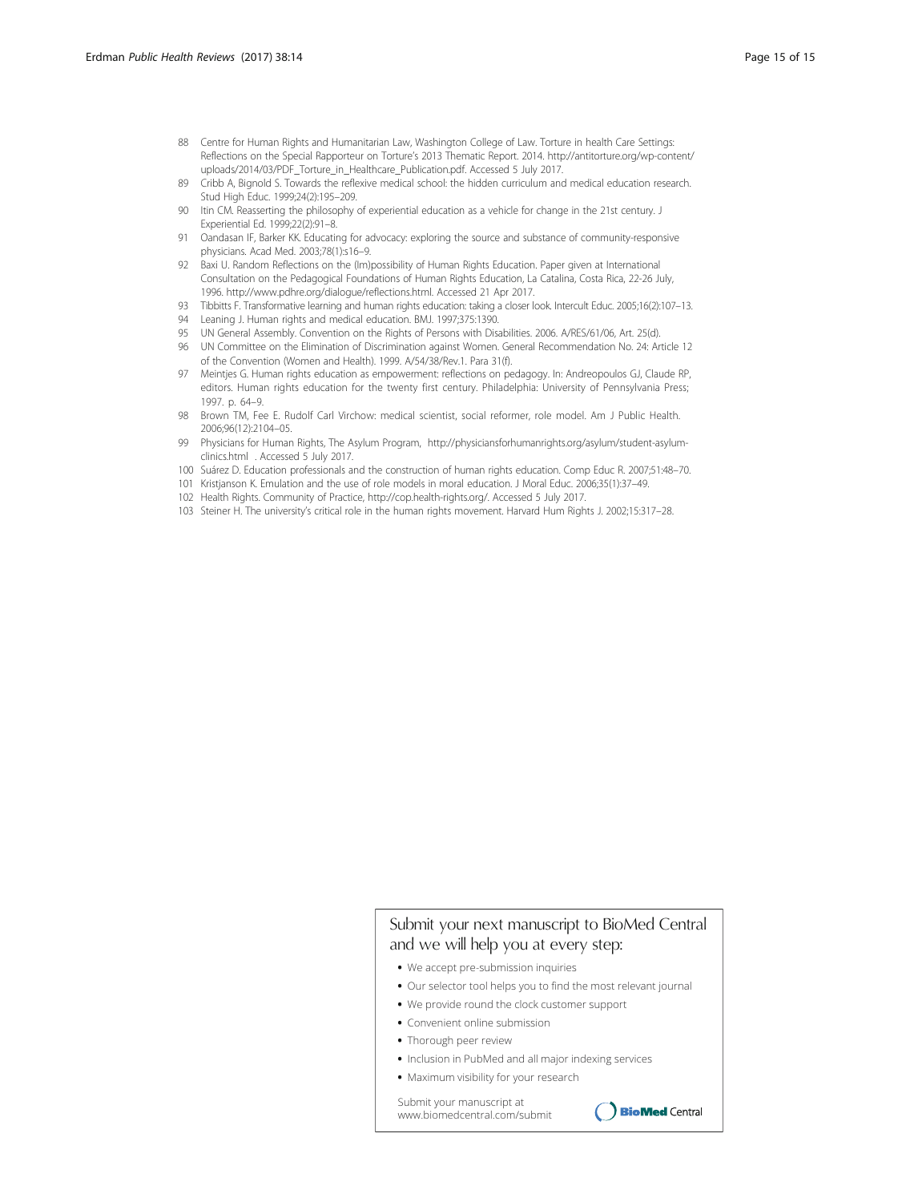88 Centre for Human Rights and Humanitarian Law, Washington College of Law. Torture in health Care Settings: Reflections on the Special Rapporteur on Torture's 2013 Thematic Report. 2014. http://antitorture.org/wp-content/uploads/2014/03/PDF_Torture_in_Healthcare_Publication.pdf. Accessed 5 July 2017.

89 Cribb A, Bignold S. Towards the reflexive medical school: the hidden curriculum and medical education research. Stud High Educ. 1999;24(2):195–209.

90 Itin CM. Reasserting the philosophy of experiential education as a vehicle for change in the 21st century. J Experiential Ed. 1999;22(2):91–8.

91 Oandasan IF, Barker KK. Educating for advocacy: exploring the source and substance of community-responsive physicians. Acad Med. 2003;78(1):s16–9.

92 Baxi U. Random Reflections on the (Im)possibility of Human Rights Education. Paper given at International Consultation on the Pedagogical Foundations of Human Rights Education, La Catalina, Costa Rica, 22-26 July, 1996. http://www.pdhre.org/dialogue/reflections.html. Accessed 21 Apr 2017.

93 Tibbitts F. Transformative learning and human rights education: taking a closer look. Intercult Educ. 2005;16(2):107–13.

94 Leaning J. Human rights and medical education. BMJ. 1997;375:1390.

95 UN General Assembly. Convention on the Rights of Persons with Disabilities. 2006. A/RES/61/06, Art. 25(d).

96 UN Committee on the Elimination of Discrimination against Women. General Recommendation No. 24: Article 12 of the Convention (Women and Health). 1999. A/54/38/Rev.1. Para 31(f).

97 Meintjes G. Human rights education as empowerment: reflections on pedagogy. In: Andreopoulos GJ, Claude RP, editors. Human rights education for the twenty first century. Philadelphia: University of Pennsylvania Press; 1997. p. 64–9.

98 Brown TM, Fee E. Rudolf Carl Virchow: medical scientist, social reformer, role model. Am J Public Health. 2006;96(12):2104–05.

99 Physicians for Human Rights, The Asylum Program, http://physiciansforhumanrights.org/asylum/student-asylum-clinics.html . Accessed 5 July 2017.

100 Suárez D. Education professionals and the construction of human rights education. Comp Educ R. 2007;51:48–70.

101 Kristjanson K. Emulation and the use of role models in moral education. J Moral Educ. 2006;35(1):37–49.

102 Health Rights. Community of Practice, http://cop.health-rights.org/. Accessed 5 July 2017.

103 Steiner H. The university's critical role in the human rights movement. Harvard Hum Rights J. 2002;15:317–28.

Submit your next manuscript to BioMed Central and we will help you at every step:

- We accept pre-submission inquiries
- Our selector tool helps you to find the most relevant journal
- We provide round the clock customer support
- Convenient online submission
- Thorough peer review
- Inclusion in PubMed and all major indexing services
- Maximum visibility for your research

Submit your manuscript at www.biomedcentral.com/submit

BioMed Central